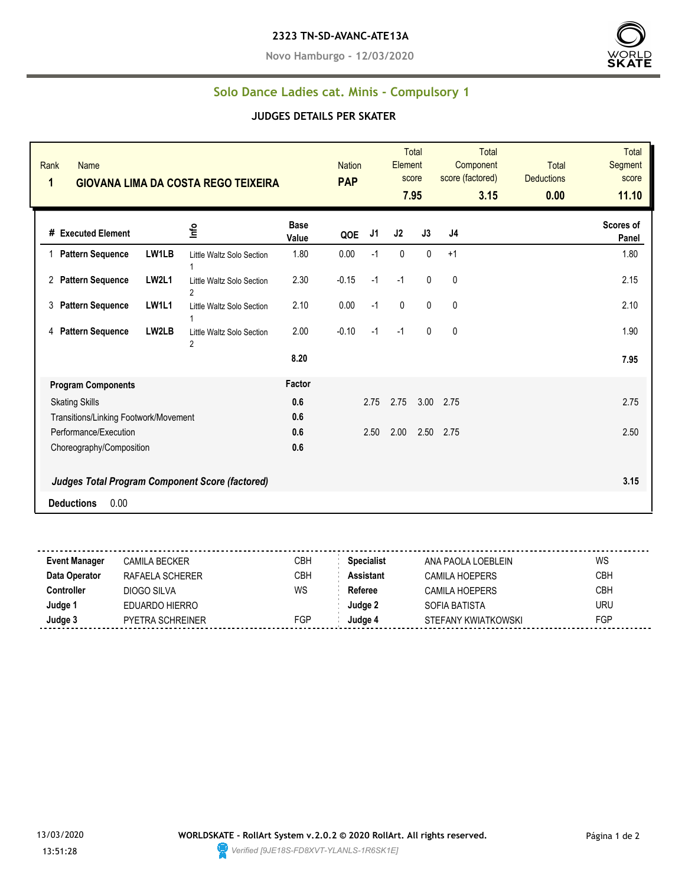**2323 TN-SD-AVANC-ATE13A**

**Novo Hamburgo - 12/03/2020**

## Solo Dance Ladies cat. Minis - Compulsory 1

### JUDGES DETAILS PER SKATER

| Rank | Name | Nation | Total Element score | Total Component score (factored) | Total Deductions | Total Segment score |
|---|---|---|---|---|---|---|
| 1 | GIOVANA LIMA DA COSTA REGO TEIXEIRA | PAP | 7.95 | 3.15 | 0.00 | 11.10 |

| # | Executed Element | | Info | Base Value | QOE | J1 | J2 | J3 | J4 | Scores of Panel |
|---|---|---|---|---|---|---|---|---|---|---|
| 1 | Pattern Sequence | LW1LB | Little Waltz Solo Section 1 | 1.80 | 0.00 | -1 | 0 | 0 | +1 | 1.80 |
| 2 | Pattern Sequence | LW2L1 | Little Waltz Solo Section 2 | 2.30 | -0.15 | -1 | -1 | 0 | 0 | 2.15 |
| 3 | Pattern Sequence | LW1L1 | Little Waltz Solo Section 1 | 2.10 | 0.00 | -1 | 0 | 0 | 0 | 2.10 |
| 4 | Pattern Sequence | LW2LB | Little Waltz Solo Section 2 | 2.00 | -0.10 | -1 | -1 | 0 | 0 | 1.90 |
| | | | | 8.20 | | | | | | 7.95 |

| Program Components | Factor | J1 | J2 | J3 | J4 | Scores of Panel |
|---|---|---|---|---|---|---|
| Skating Skills | 0.6 | 2.75 | 2.75 | 3.00 | 2.75 | 2.75 |
| Transitions/Linking Footwork/Movement | 0.6 | | | | | |
| Performance/Execution | 0.6 | 2.50 | 2.00 | 2.50 | 2.75 | 2.50 |
| Choreography/Composition | 0.6 | | | | | |
| ***Judges Total Program Component Score (factored)*** | | | | | | 3.15 |

**Deductions** 0.00

| | | | | | |
|---|---|---|---|---|---|
| **Event Manager** | CAMILA BECKER | CBH | **Specialist** | ANA PAOLA LOEBLEIN | WS |
| **Data Operator** | RAFAELA SCHERER | CBH | **Assistant** | CAMILA HOEPERS | CBH |
| **Controller** | DIOGO SILVA | WS | **Referee** | CAMILA HOEPERS | CBH |
| **Judge 1** | EDUARDO HIERRO | | **Judge 2** | SOFIA BATISTA | URU |
| **Judge 3** | PYETRA SCHREINER | FGP | **Judge 4** | STEFANY KWIATKOWSKI | FGP |

13/03/2020 13:51:28

**WORLDSKATE - RollArt System v.2.0.2 © 2020 RollArt. All rights reserved.**

*Verified [9JE18S-FD8XVT-YLANLS-1R6SK1E]*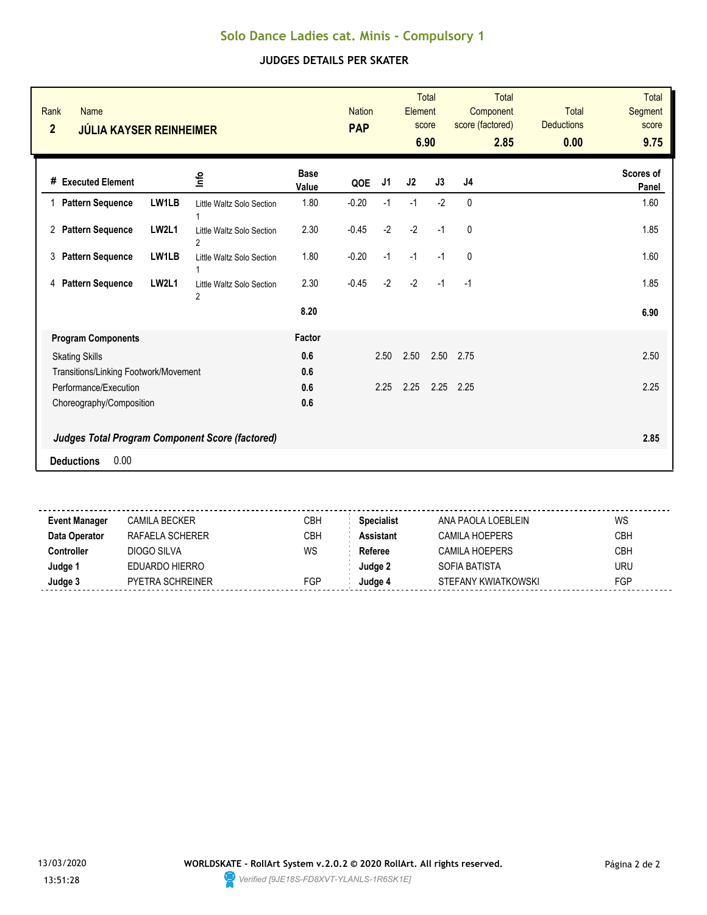## Solo Dance Ladies cat. Minis - Compulsory 1

### JUDGES DETAILS PER SKATER

| Rank | Name | Nation | Total Element score | Total Component score (factored) | Total Deductions | Total Segment score |
|---|---|---|---|---|---|---|
| 2 | JÚLIA KAYSER REINHEIMER | PAP | 6.90 | 2.85 | 0.00 | 9.75 |

| # | Executed Element | | Info | Base Value | QOE | J1 | J2 | J3 | J4 | Scores of Panel |
|---|---|---|---|---|---|---|---|---|---|---|
| 1 | Pattern Sequence | LW1LB | Little Waltz Solo Section 1 | 1.80 | -0.20 | -1 | -1 | -2 | 0 | 1.60 |
| 2 | Pattern Sequence | LW2L1 | Little Waltz Solo Section 2 | 2.30 | -0.45 | -2 | -2 | -1 | 0 | 1.85 |
| 3 | Pattern Sequence | LW1LB | Little Waltz Solo Section 1 | 1.80 | -0.20 | -1 | -1 | -1 | 0 | 1.60 |
| 4 | Pattern Sequence | LW2L1 | Little Waltz Solo Section 2 | 2.30 | -0.45 | -2 | -2 | -1 | -1 | 1.85 |
| | | | | 8.20 | | | | | | 6.90 |

| Program Components | Factor | J1 | J2 | J3 | J4 | Scores of Panel |
|---|---|---|---|---|---|---|
| Skating Skills | 0.6 | 2.50 | 2.50 | 2.50 | 2.75 | 2.50 |
| Transitions/Linking Footwork/Movement | 0.6 | | | | | |
| Performance/Execution | 0.6 | 2.25 | 2.25 | 2.25 | 2.25 | 2.25 |
| Choreography/Composition | 0.6 | | | | | |
| ***Judges Total Program Component Score (factored)*** | | | | | | 2.85 |

**Deductions** 0.00

| | | | | | |
|---|---|---|---|---|---|
| **Event Manager** | CAMILA BECKER | CBH | **Specialist** | ANA PAOLA LOEBLEIN | WS |
| **Data Operator** | RAFAELA SCHERER | CBH | **Assistant** | CAMILA HOEPERS | CBH |
| **Controller** | DIOGO SILVA | WS | **Referee** | CAMILA HOEPERS | CBH |
| **Judge 1** | EDUARDO HIERRO | | **Judge 2** | SOFIA BATISTA | URU |
| **Judge 3** | PYETRA SCHREINER | FGP | **Judge 4** | STEFANY KWIATKOWSKI | FGP |

13/03/2020
13:51:28

**WORLDSKATE - RollArt System v.2.0.2 © 2020 RollArt. All rights reserved.**

*Verified [9JE18S-FD8XVT-YLANLS-1R6SK1E]*